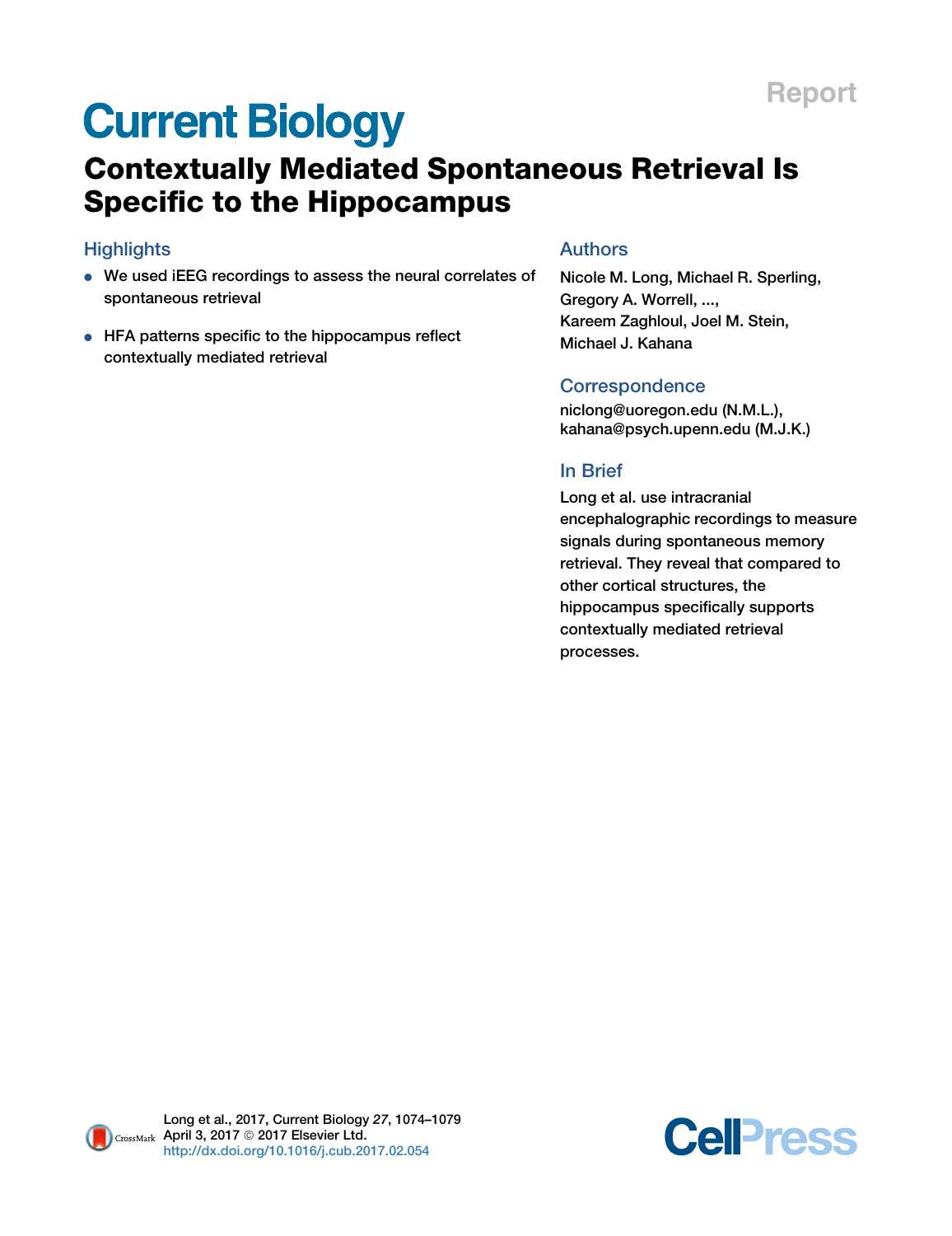Report

# Current Biology

## Contextually Mediated Spontaneous Retrieval Is Specific to the Hippocampus

### Highlights

- We used iEEG recordings to assess the neural correlates of spontaneous retrieval
- HFA patterns specific to the hippocampus reflect contextually mediated retrieval

### Authors

Nicole M. Long, Michael R. Sperling, Gregory A. Worrell, ..., Kareem Zaghloul, Joel M. Stein, Michael J. Kahana

### Correspondence

niclong@uoregon.edu (N.M.L.), kahana@psych.upenn.edu (M.J.K.)

### In Brief

Long et al. use intracranial encephalographic recordings to measure signals during spontaneous memory retrieval. They reveal that compared to other cortical structures, the hippocampus specifically supports contextually mediated retrieval processes.

Long et al., 2017, Current Biology *27*, 1074–1079
April 3, 2017 © 2017 Elsevier Ltd.
http://dx.doi.org/10.1016/j.cub.2017.02.054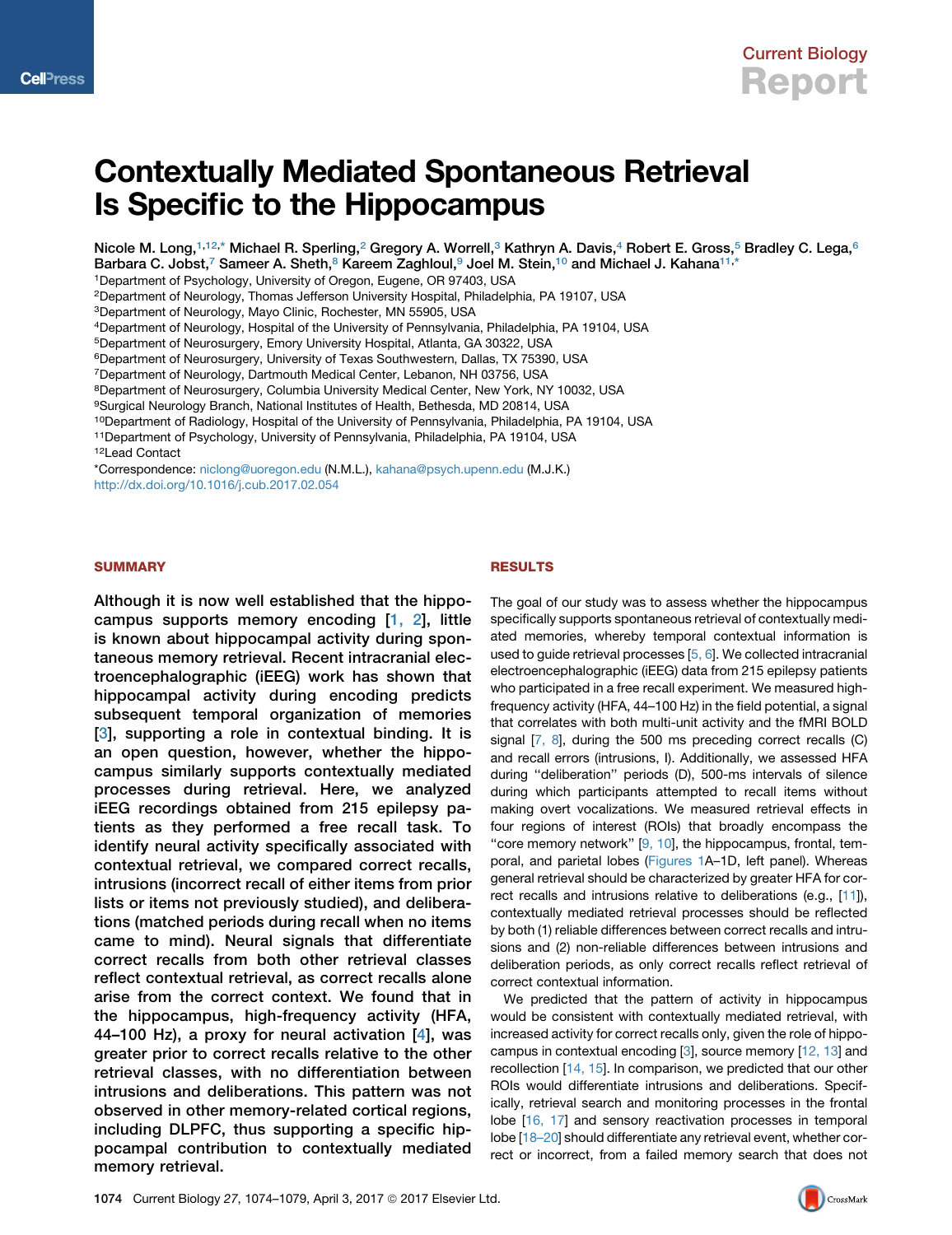# Contextually Mediated Spontaneous Retrieval Is Specific to the Hippocampus

Nicole M. Long,[1,12,*] Michael R. Sperling,[2] Gregory A. Worrell,[3] Kathryn A. Davis,[4] Robert E. Gross,[5] Bradley C. Lega,[6] Barbara C. Jobst,[7] Sameer A. Sheth,[8] Kareem Zaghloul,[9] Joel M. Stein,[10] and Michael J. Kahana[11,*]

[1]Department of Psychology, University of Oregon, Eugene, OR 97403, USA
[2]Department of Neurology, Thomas Jefferson University Hospital, Philadelphia, PA 19107, USA
[3]Department of Neurology, Mayo Clinic, Rochester, MN 55905, USA
[4]Department of Neurology, Hospital of the University of Pennsylvania, Philadelphia, PA 19104, USA
[5]Department of Neurosurgery, Emory University Hospital, Atlanta, GA 30322, USA
[6]Department of Neurosurgery, University of Texas Southwestern, Dallas, TX 75390, USA
[7]Department of Neurology, Dartmouth Medical Center, Lebanon, NH 03756, USA
[8]Department of Neurosurgery, Columbia University Medical Center, New York, NY 10032, USA
[9]Surgical Neurology Branch, National Institutes of Health, Bethesda, MD 20814, USA
[10]Department of Radiology, Hospital of the University of Pennsylvania, Philadelphia, PA 19104, USA
[11]Department of Psychology, University of Pennsylvania, Philadelphia, PA 19104, USA
[12]Lead Contact

*Correspondence: niclong@uoregon.edu (N.M.L.), kahana@psych.upenn.edu (M.J.K.)
http://dx.doi.org/10.1016/j.cub.2017.02.054

## SUMMARY

Although it is now well established that the hippocampus supports memory encoding [1, 2], little is known about hippocampal activity during spontaneous memory retrieval. Recent intracranial electroencephalographic (iEEG) work has shown that hippocampal activity during encoding predicts subsequent temporal organization of memories [3], supporting a role in contextual binding. It is an open question, however, whether the hippocampus similarly supports contextually mediated processes during retrieval. Here, we analyzed iEEG recordings obtained from 215 epilepsy patients as they performed a free recall task. To identify neural activity specifically associated with contextual retrieval, we compared correct recalls, intrusions (incorrect recall of either items from prior lists or items not previously studied), and deliberations (matched periods during recall when no items came to mind). Neural signals that differentiate correct recalls from both other retrieval classes reflect contextual retrieval, as correct recalls alone arise from the correct context. We found that in the hippocampus, high-frequency activity (HFA, 44–100 Hz), a proxy for neural activation [4], was greater prior to correct recalls relative to the other retrieval classes, with no differentiation between intrusions and deliberations. This pattern was not observed in other memory-related cortical regions, including DLPFC, thus supporting a specific hippocampal contribution to contextually mediated memory retrieval.

## RESULTS

The goal of our study was to assess whether the hippocampus specifically supports spontaneous retrieval of contextually mediated memories, whereby temporal contextual information is used to guide retrieval processes [5, 6]. We collected intracranial electroencephalographic (iEEG) data from 215 epilepsy patients who participated in a free recall experiment. We measured high-frequency activity (HFA, 44–100 Hz) in the field potential, a signal that correlates with both multi-unit activity and the fMRI BOLD signal [7, 8], during the 500 ms preceding correct recalls (C) and recall errors (intrusions, I). Additionally, we assessed HFA during "deliberation" periods (D), 500-ms intervals of silence during which participants attempted to recall items without making overt vocalizations. We measured retrieval effects in four regions of interest (ROIs) that broadly encompass the "core memory network" [9, 10], the hippocampus, frontal, temporal, and parietal lobes (Figures 1A–1D, left panel). Whereas general retrieval should be characterized by greater HFA for correct recalls and intrusions relative to deliberations (e.g., [11]), contextually mediated retrieval processes should be reflected by both (1) reliable differences between correct recalls and intrusions and (2) non-reliable differences between intrusions and deliberation periods, as only correct recalls reflect retrieval of correct contextual information.

We predicted that the pattern of activity in hippocampus would be consistent with contextually mediated retrieval, with increased activity for correct recalls only, given the role of hippocampus in contextual encoding [3], source memory [12, 13] and recollection [14, 15]. In comparison, we predicted that our other ROIs would differentiate intrusions and deliberations. Specifically, retrieval search and monitoring processes in the frontal lobe [16, 17] and sensory reactivation processes in temporal lobe [18–20] should differentiate any retrieval event, whether correct or incorrect, from a failed memory search that does not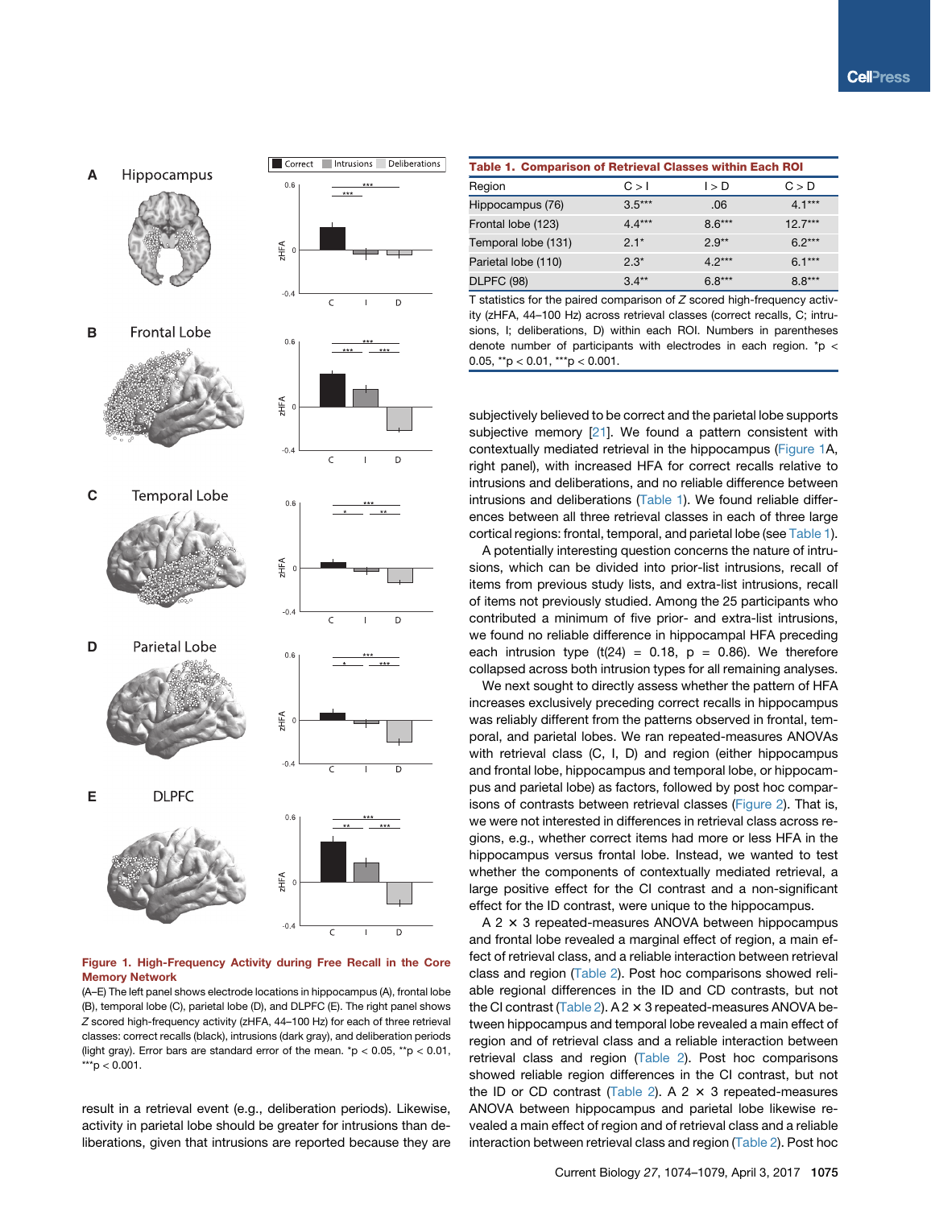**Table 1. Comparison of Retrieval Classes within Each ROI**

| Region | C > I | I > D | C > D |
|---|---|---|---|
| Hippocampus (76) | 3.5*** | .06 | 4.1*** |
| Frontal lobe (123) | 4.4*** | 8.6*** | 12.7*** |
| Temporal lobe (131) | 2.1* | 2.9** | 6.2*** |
| Parietal lobe (110) | 2.3* | 4.2*** | 6.1*** |
| DLPFC (98) | 3.4** | 6.8*** | 8.8*** |

T statistics for the paired comparison of *Z* scored high-frequency activity (zHFA, 44–100 Hz) across retrieval classes (correct recalls, C; intrusions, I; deliberations, D) within each ROI. Numbers in parentheses denote number of participants with electrodes in each region. *$p < 0.05$, **$p < 0.01$, ***$p < 0.001$.

**Figure 1. High-Frequency Activity during Free Recall in the Core Memory Network**

(A–E) The left panel shows electrode locations in hippocampus (A), frontal lobe (B), temporal lobe (C), parietal lobe (D), and DLPFC (E). The right panel shows *Z* scored high-frequency activity (zHFA, 44–100 Hz) for each of three retrieval classes: correct recalls (black), intrusions (dark gray), and deliberation periods (light gray). Error bars are standard error of the mean. *$p < 0.05$, **$p < 0.01$, ***$p < 0.001$.

result in a retrieval event (e.g., deliberation periods). Likewise, activity in parietal lobe should be greater for intrusions than deliberations, given that intrusions are reported because they are subjectively believed to be correct and the parietal lobe supports subjective memory [21]. We found a pattern consistent with contextually mediated retrieval in the hippocampus (Figure 1A, right panel), with increased HFA for correct recalls relative to intrusions and deliberations, and no reliable difference between intrusions and deliberations (Table 1). We found reliable differences between all three retrieval classes in each of three large cortical regions: frontal, temporal, and parietal lobe (see Table 1).

A potentially interesting question concerns the nature of intrusions, which can be divided into prior-list intrusions, recall of items from previous study lists, and extra-list intrusions, recall of items not previously studied. Among the 25 participants who contributed a minimum of five prior- and extra-list intrusions, we found no reliable difference in hippocampal HFA preceding each intrusion type ($t(24) = 0.18$, $p = 0.86$). We therefore collapsed across both intrusion types for all remaining analyses.

We next sought to directly assess whether the pattern of HFA increases exclusively preceding correct recalls in hippocampus was reliably different from the patterns observed in frontal, temporal, and parietal lobes. We ran repeated-measures ANOVAs with retrieval class (C, I, D) and region (either hippocampus and frontal lobe, hippocampus and temporal lobe, or hippocampus and parietal lobe) as factors, followed by post hoc comparisons of contrasts between retrieval classes (Figure 2). That is, we were not interested in differences in retrieval class across regions, e.g., whether correct items had more or less HFA in the hippocampus versus frontal lobe. Instead, we wanted to test whether the components of contextually mediated retrieval, a large positive effect for the CI contrast and a non-significant effect for the ID contrast, were unique to the hippocampus.

A 2 × 3 repeated-measures ANOVA between hippocampus and frontal lobe revealed a marginal effect of region, a main effect of retrieval class, and a reliable interaction between retrieval class and region (Table 2). Post hoc comparisons showed reliable regional differences in the ID and CD contrasts, but not the CI contrast (Table 2). A 2 × 3 repeated-measures ANOVA between hippocampus and temporal lobe revealed a main effect of region and of retrieval class and a reliable interaction between retrieval class and region (Table 2). Post hoc comparisons showed reliable region differences in the CI contrast, but not the ID or CD contrast (Table 2). A 2 × 3 repeated-measures ANOVA between hippocampus and parietal lobe likewise revealed a main effect of region and of retrieval class and a reliable interaction between retrieval class and region (Table 2). Post hoc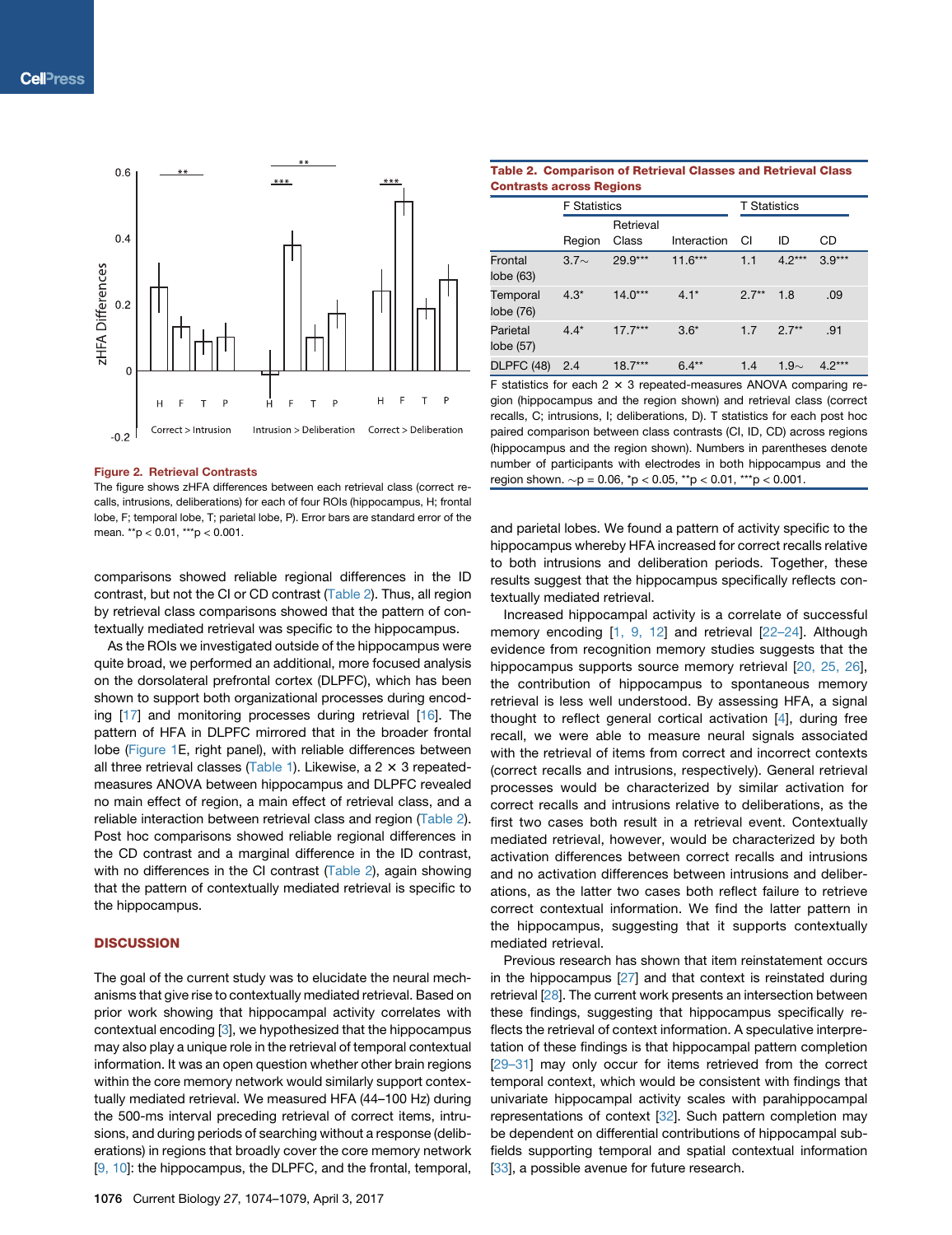**Figure 2. Retrieval Contrasts**

The figure shows zHFA differences between each retrieval class (correct recalls, intrusions, deliberations) for each of four ROIs (hippocampus, H; frontal lobe, F; temporal lobe, T; parietal lobe, P). Error bars are standard error of the mean. **p < 0.01, ***p < 0.001.

**Table 2. Comparison of Retrieval Classes and Retrieval Class Contrasts across Regions**

| | F Statistics | | | T Statistics | | |
|---|---|---|---|---|---|---|
| | Region | Retrieval Class | Interaction | CI | ID | CD |
| Frontal lobe (63) | 3.7~ | 29.9*** | 11.6*** | 1.1 | 4.2*** | 3.9*** |
| Temporal lobe (76) | 4.3* | 14.0*** | 4.1* | 2.7** | 1.8 | .09 |
| Parietal lobe (57) | 4.4* | 17.7*** | 3.6* | 1.7 | 2.7** | .91 |
| DLPFC (48) | 2.4 | 18.7*** | 6.4** | 1.4 | 1.9~ | 4.2*** |

F statistics for each 2 × 3 repeated-measures ANOVA comparing region (hippocampus and the region shown) and retrieval class (correct recalls, C; intrusions, I; deliberations, D). T statistics for each post hoc paired comparison between class contrasts (CI, ID, CD) across regions (hippocampus and the region shown). Numbers in parentheses denote number of participants with electrodes in both hippocampus and the region shown. ~p = 0.06, *p < 0.05, **p < 0.01, ***p < 0.001.

comparisons showed reliable regional differences in the ID contrast, but not the CI or CD contrast (Table 2). Thus, all region by retrieval class comparisons showed that the pattern of contextually mediated retrieval was specific to the hippocampus.

As the ROIs we investigated outside of the hippocampus were quite broad, we performed an additional, more focused analysis on the dorsolateral prefrontal cortex (DLPFC), which has been shown to support both organizational processes during encoding [17] and monitoring processes during retrieval [16]. The pattern of HFA in DLPFC mirrored that in the broader frontal lobe (Figure 1E, right panel), with reliable differences between all three retrieval classes (Table 1). Likewise, a 2 × 3 repeated-measures ANOVA between hippocampus and DLPFC revealed no main effect of region, a main effect of retrieval class, and a reliable interaction between retrieval class and region (Table 2). Post hoc comparisons showed reliable regional differences in the CD contrast and a marginal difference in the ID contrast, with no differences in the CI contrast (Table 2), again showing that the pattern of contextually mediated retrieval is specific to the hippocampus.

## DISCUSSION

The goal of the current study was to elucidate the neural mechanisms that give rise to contextually mediated retrieval. Based on prior work showing that hippocampal activity correlates with contextual encoding [3], we hypothesized that the hippocampus may also play a unique role in the retrieval of temporal contextual information. It was an open question whether other brain regions within the core memory network would similarly support contextually mediated retrieval. We measured HFA (44–100 Hz) during the 500-ms interval preceding retrieval of correct items, intrusions, and during periods of searching without a response (deliberations) in regions that broadly cover the core memory network [9, 10]: the hippocampus, the DLPFC, and the frontal, temporal, and parietal lobes. We found a pattern of activity specific to the hippocampus whereby HFA increased for correct recalls relative to both intrusions and deliberation periods. Together, these results suggest that the hippocampus specifically reflects contextually mediated retrieval.

Increased hippocampal activity is a correlate of successful memory encoding [1, 9, 12] and retrieval [22–24]. Although evidence from recognition memory studies suggests that the hippocampus supports source memory retrieval [20, 25, 26], the contribution of hippocampus to spontaneous memory retrieval is less well understood. By assessing HFA, a signal thought to reflect general cortical activation [4], during free recall, we were able to measure neural signals associated with the retrieval of items from correct and incorrect contexts (correct recalls and intrusions, respectively). General retrieval processes would be characterized by similar activation for correct recalls and intrusions relative to deliberations, as the first two cases both result in a retrieval event. Contextually mediated retrieval, however, would be characterized by both activation differences between correct recalls and intrusions and no activation differences between intrusions and deliberations, as the latter two cases both reflect failure to retrieve correct contextual information. We find the latter pattern in the hippocampus, suggesting that it supports contextually mediated retrieval.

Previous research has shown that item reinstatement occurs in the hippocampus [27] and that context is reinstated during retrieval [28]. The current work presents an intersection between these findings, suggesting that hippocampus specifically reflects the retrieval of context information. A speculative interpretation of these findings is that hippocampal pattern completion [29–31] may only occur for items retrieved from the correct temporal context, which would be consistent with findings that univariate hippocampal activity scales with parahippocampal representations of context [32]. Such pattern completion may be dependent on differential contributions of hippocampal subfields supporting temporal and spatial contextual information [33], a possible avenue for future research.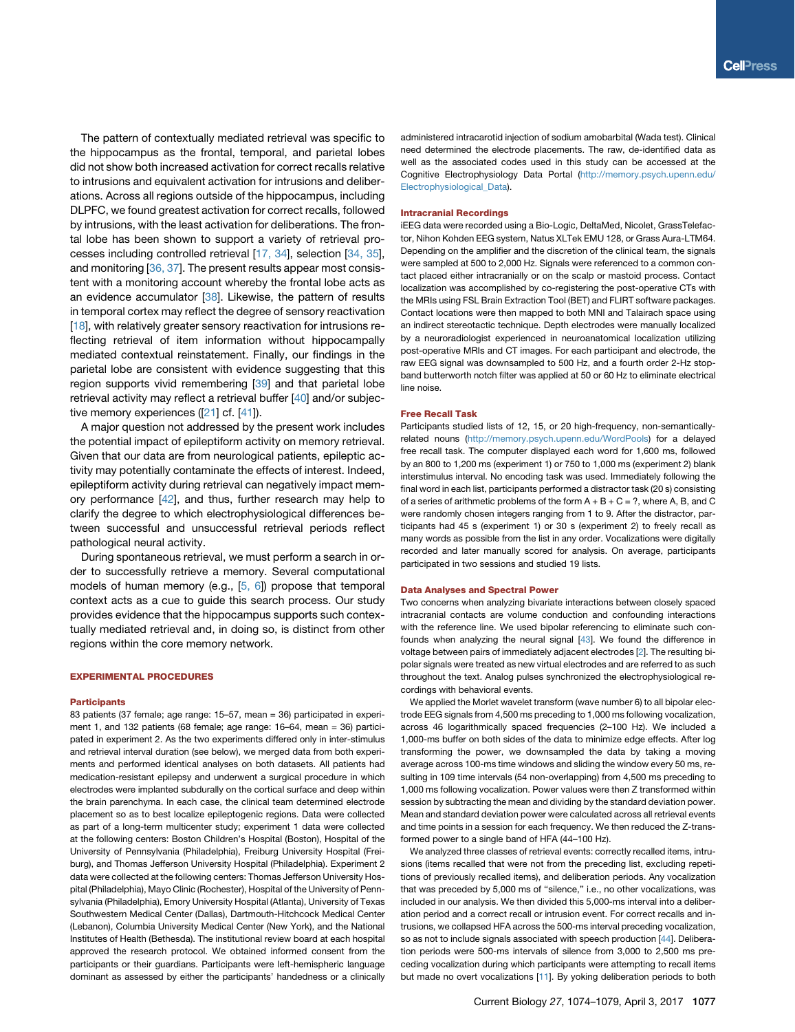The pattern of contextually mediated retrieval was specific to the hippocampus as the frontal, temporal, and parietal lobes did not show both increased activation for correct recalls relative to intrusions and equivalent activation for intrusions and deliberations. Across all regions outside of the hippocampus, including DLPFC, we found greatest activation for correct recalls, followed by intrusions, with the least activation for deliberations. The frontal lobe has been shown to support a variety of retrieval processes including controlled retrieval [17, 34], selection [34, 35], and monitoring [36, 37]. The present results appear most consistent with a monitoring account whereby the frontal lobe acts as an evidence accumulator [38]. Likewise, the pattern of results in temporal cortex may reflect the degree of sensory reactivation [18], with relatively greater sensory reactivation for intrusions reflecting retrieval of item information without hippocampally mediated contextual reinstatement. Finally, our findings in the parietal lobe are consistent with evidence suggesting that this region supports vivid remembering [39] and that parietal lobe retrieval activity may reflect a retrieval buffer [40] and/or subjective memory experiences ([21] cf. [41]).

A major question not addressed by the present work includes the potential impact of epileptiform activity on memory retrieval. Given that our data are from neurological patients, epileptic activity may potentially contaminate the effects of interest. Indeed, epileptiform activity during retrieval can negatively impact memory performance [42], and thus, further research may help to clarify the degree to which electrophysiological differences between successful and unsuccessful retrieval periods reflect pathological neural activity.

During spontaneous retrieval, we must perform a search in order to successfully retrieve a memory. Several computational models of human memory (e.g., [5, 6]) propose that temporal context acts as a cue to guide this search process. Our study provides evidence that the hippocampus supports such contextually mediated retrieval and, in doing so, is distinct from other regions within the core memory network.

## EXPERIMENTAL PROCEDURES

### Participants

83 patients (37 female; age range: 15–57, mean = 36) participated in experiment 1, and 132 patients (68 female; age range: 16–64, mean = 36) participated in experiment 2. As the two experiments differed only in inter-stimulus and retrieval interval duration (see below), we merged data from both experiments and performed identical analyses on both datasets. All patients had medication-resistant epilepsy and underwent a surgical procedure in which electrodes were implanted subdurally on the cortical surface and deep within the brain parenchyma. In each case, the clinical team determined electrode placement so as to best localize epileptogenic regions. Data were collected as part of a long-term multicenter study; experiment 1 data were collected at the following centers: Boston Children's Hospital (Boston), Hospital of the University of Pennsylvania (Philadelphia), Freiburg University Hospital (Freiburg), and Thomas Jefferson University Hospital (Philadelphia). Experiment 2 data were collected at the following centers: Thomas Jefferson University Hospital (Philadelphia), Mayo Clinic (Rochester), Hospital of the University of Pennsylvania (Philadelphia), Emory University Hospital (Atlanta), University of Texas Southwestern Medical Center (Dallas), Dartmouth-Hitchcock Medical Center (Lebanon), Columbia University Medical Center (New York), and the National Institutes of Health (Bethesda). The institutional review board at each hospital approved the research protocol. We obtained informed consent from the participants or their guardians. Participants were left-hemispheric language dominant as assessed by either the participants' handedness or a clinically administered intracarotid injection of sodium amobarbital (Wada test). Clinical need determined the electrode placements. The raw, de-identified data as well as the associated codes used in this study can be accessed at the Cognitive Electrophysiology Data Portal (http://memory.psych.upenn.edu/Electrophysiological_Data).

### Intracranial Recordings

iEEG data were recorded using a Bio-Logic, DeltaMed, Nicolet, GrassTelefactor, Nihon Kohden EEG system, Natus XLTek EMU 128, or Grass Aura-LTM64. Depending on the amplifier and the discretion of the clinical team, the signals were sampled at 500 to 2,000 Hz. Signals were referenced to a common contact placed either intracranially or on the scalp or mastoid process. Contact localization was accomplished by co-registering the post-operative CTs with the MRIs using FSL Brain Extraction Tool (BET) and FLIRT software packages. Contact locations were then mapped to both MNI and Talairach space using an indirect stereotactic technique. Depth electrodes were manually localized by a neuroradiologist experienced in neuroanatomical localization utilizing post-operative MRIs and CT images. For each participant and electrode, the raw EEG signal was downsampled to 500 Hz, and a fourth order 2-Hz stop-band butterworth notch filter was applied at 50 or 60 Hz to eliminate electrical line noise.

### Free Recall Task

Participants studied lists of 12, 15, or 20 high-frequency, non-semantically-related nouns (http://memory.psych.upenn.edu/WordPools) for a delayed free recall task. The computer displayed each word for 1,600 ms, followed by an 800 to 1,200 ms (experiment 1) or 750 to 1,000 ms (experiment 2) blank interstimulus interval. No encoding task was used. Immediately following the final word in each list, participants performed a distractor task (20 s) consisting of a series of arithmetic problems of the form A + B + C = ?, where A, B, and C were randomly chosen integers ranging from 1 to 9. After the distractor, participants had 45 s (experiment 1) or 30 s (experiment 2) to freely recall as many words as possible from the list in any order. Vocalizations were digitally recorded and later manually scored for analysis. On average, participants participated in two sessions and studied 19 lists.

### Data Analyses and Spectral Power

Two concerns when analyzing bivariate interactions between closely spaced intracranial contacts are volume conduction and confounding interactions with the reference line. We used bipolar referencing to eliminate such confounds when analyzing the neural signal [43]. We found the difference in voltage between pairs of immediately adjacent electrodes [2]. The resulting bipolar signals were treated as new virtual electrodes and are referred to as such throughout the text. Analog pulses synchronized the electrophysiological recordings with behavioral events.

We applied the Morlet wavelet transform (wave number 6) to all bipolar electrode EEG signals from 4,500 ms preceding to 1,000 ms following vocalization, across 46 logarithmically spaced frequencies (2–100 Hz). We included a 1,000-ms buffer on both sides of the data to minimize edge effects. After log transforming the power, we downsampled the data by taking a moving average across 100-ms time windows and sliding the window every 50 ms, resulting in 109 time intervals (54 non-overlapping) from 4,500 ms preceding to 1,000 ms following vocalization. Power values were then Z transformed within session by subtracting the mean and dividing by the standard deviation power. Mean and standard deviation power were calculated across all retrieval events and time points in a session for each frequency. We then reduced the Z-transformed power to a single band of HFA (44–100 Hz).

We analyzed three classes of retrieval events: correctly recalled items, intrusions (items recalled that were not from the preceding list, excluding repetitions of previously recalled items), and deliberation periods. Any vocalization that was preceded by 5,000 ms of "silence," i.e., no other vocalizations, was included in our analysis. We then divided this 5,000-ms interval into a deliberation period and a correct recall or intrusion event. For correct recalls and intrusions, we collapsed HFA across the 500-ms interval preceding vocalization, so as not to include signals associated with speech production [44]. Deliberation periods were 500-ms intervals of silence from 3,000 to 2,500 ms preceding vocalization during which participants were attempting to recall items but made no overt vocalizations [11]. By yoking deliberation periods to both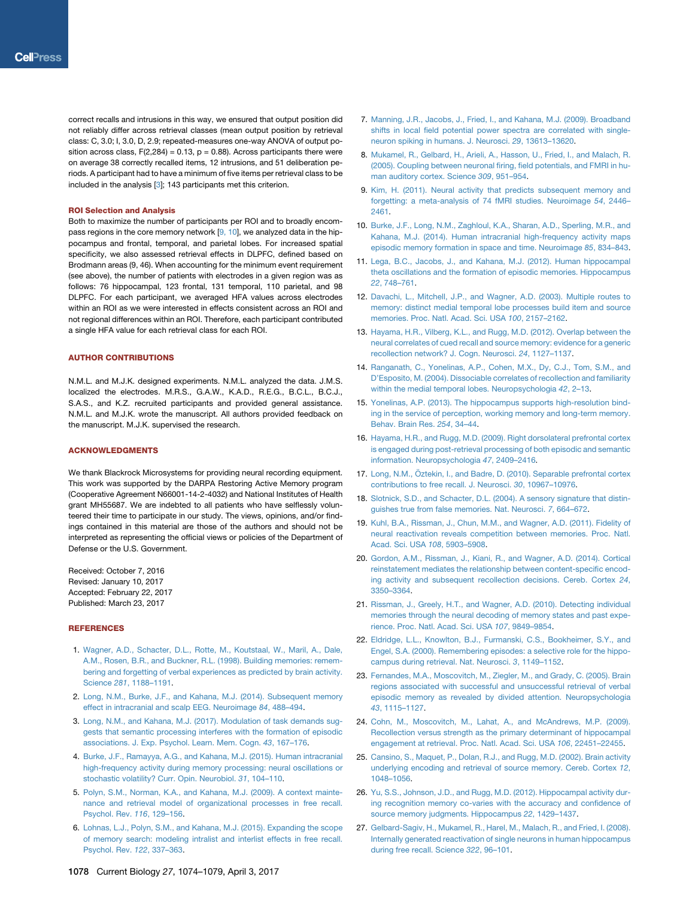correct recalls and intrusions in this way, we ensured that output position did not reliably differ across retrieval classes (mean output position by retrieval class: C, 3.0; I, 3.0, D, 2.9; repeated-measures one-way ANOVA of output position across class, $F(2,284) = 0.13$, $p = 0.88$). Across participants there were on average 38 correctly recalled items, 12 intrusions, and 51 deliberation periods. A participant had to have a minimum of five items per retrieval class to be included in the analysis [3]; 143 participants met this criterion.

### ROI Selection and Analysis

Both to maximize the number of participants per ROI and to broadly encompass regions in the core memory network [9, 10], we analyzed data in the hippocampus and frontal, temporal, and parietal lobes. For increased spatial specificity, we also assessed retrieval effects in DLPFC, defined based on Brodmann areas (9, 46). When accounting for the minimum event requirement (see above), the number of patients with electrodes in a given region was as follows: 76 hippocampal, 123 frontal, 131 temporal, 110 parietal, and 98 DLPFC. For each participant, we averaged HFA values across electrodes within an ROI as we were interested in effects consistent across an ROI and not regional differences within an ROI. Therefore, each participant contributed a single HFA value for each retrieval class for each ROI.

## AUTHOR CONTRIBUTIONS

N.M.L. and M.J.K. designed experiments. N.M.L. analyzed the data. J.M.S. localized the electrodes. M.R.S., G.A.W., K.A.D., R.E.G., B.C.L., B.C.J., S.A.S., and K.Z. recruited participants and provided general assistance. N.M.L. and M.J.K. wrote the manuscript. All authors provided feedback on the manuscript. M.J.K. supervised the research.

## ACKNOWLEDGMENTS

We thank Blackrock Microsystems for providing neural recording equipment. This work was supported by the DARPA Restoring Active Memory program (Cooperative Agreement N66001-14-2-4032) and National Institutes of Health grant MH55687. We are indebted to all patients who have selflessly volunteered their time to participate in our study. The views, opinions, and/or findings contained in this material are those of the authors and should not be interpreted as representing the official views or policies of the Department of Defense or the U.S. Government.

Received: October 7, 2016
Revised: January 10, 2017
Accepted: February 22, 2017
Published: March 23, 2017

## REFERENCES

1. Wagner, A.D., Schacter, D.L., Rotte, M., Koutstaal, W., Maril, A., Dale, A.M., Rosen, B.R., and Buckner, R.L. (1998). Building memories: remembering and forgetting of verbal experiences as predicted by brain activity. Science *281*, 1188–1191.
2. Long, N.M., Burke, J.F., and Kahana, M.J. (2014). Subsequent memory effect in intracranial and scalp EEG. Neuroimage *84*, 488–494.
3. Long, N.M., and Kahana, M.J. (2017). Modulation of task demands suggests that semantic processing interferes with the formation of episodic associations. J. Exp. Psychol. Learn. Mem. Cogn. *43*, 167–176.
4. Burke, J.F., Ramayya, A.G., and Kahana, M.J. (2015). Human intracranial high-frequency activity during memory processing: neural oscillations or stochastic volatility? Curr. Opin. Neurobiol. *31*, 104–110.
5. Polyn, S.M., Norman, K.A., and Kahana, M.J. (2009). A context maintenance and retrieval model of organizational processes in free recall. Psychol. Rev. *116*, 129–156.
6. Lohnas, L.J., Polyn, S.M., and Kahana, M.J. (2015). Expanding the scope of memory search: modeling intralist and interlist effects in free recall. Psychol. Rev. *122*, 337–363.
7. Manning, J.R., Jacobs, J., Fried, I., and Kahana, M.J. (2009). Broadband shifts in local field potential power spectra are correlated with single-neuron spiking in humans. J. Neurosci. *29*, 13613–13620.
8. Mukamel, R., Gelbard, H., Arieli, A., Hasson, U., Fried, I., and Malach, R. (2005). Coupling between neuronal firing, field potentials, and FMRI in human auditory cortex. Science *309*, 951–954.
9. Kim, H. (2011). Neural activity that predicts subsequent memory and forgetting: a meta-analysis of 74 fMRI studies. Neuroimage *54*, 2446–2461.
10. Burke, J.F., Long, N.M., Zaghloul, K.A., Sharan, A.D., Sperling, M.R., and Kahana, M.J. (2014). Human intracranial high-frequency activity maps episodic memory formation in space and time. Neuroimage *85*, 834–843.
11. Lega, B.C., Jacobs, J., and Kahana, M.J. (2012). Human hippocampal theta oscillations and the formation of episodic memories. Hippocampus *22*, 748–761.
12. Davachi, L., Mitchell, J.P., and Wagner, A.D. (2003). Multiple routes to memory: distinct medial temporal lobe processes build item and source memories. Proc. Natl. Acad. Sci. USA *100*, 2157–2162.
13. Hayama, H.R., Vilberg, K.L., and Rugg, M.D. (2012). Overlap between the neural correlates of cued recall and source memory: evidence for a generic recollection network? J. Cogn. Neurosci. *24*, 1127–1137.
14. Ranganath, C., Yonelinas, A.P., Cohen, M.X., Dy, C.J., Tom, S.M., and D'Esposito, M. (2004). Dissociable correlates of recollection and familiarity within the medial temporal lobes. Neuropsychologia *42*, 2–13.
15. Yonelinas, A.P. (2013). The hippocampus supports high-resolution binding in the service of perception, working memory and long-term memory. Behav. Brain Res. *254*, 34–44.
16. Hayama, H.R., and Rugg, M.D. (2009). Right dorsolateral prefrontal cortex is engaged during post-retrieval processing of both episodic and semantic information. Neuropsychologia *47*, 2409–2416.
17. Long, N.M., Öztekin, I., and Badre, D. (2010). Separable prefrontal cortex contributions to free recall. J. Neurosci. *30*, 10967–10976.
18. Slotnick, S.D., and Schacter, D.L. (2004). A sensory signature that distinguishes true from false memories. Nat. Neurosci. *7*, 664–672.
19. Kuhl, B.A., Rissman, J., Chun, M.M., and Wagner, A.D. (2011). Fidelity of neural reactivation reveals competition between memories. Proc. Natl. Acad. Sci. USA *108*, 5903–5908.
20. Gordon, A.M., Rissman, J., Kiani, R., and Wagner, A.D. (2014). Cortical reinstatement mediates the relationship between content-specific encoding activity and subsequent recollection decisions. Cereb. Cortex *24*, 3350–3364.
21. Rissman, J., Greely, H.T., and Wagner, A.D. (2010). Detecting individual memories through the neural decoding of memory states and past experience. Proc. Natl. Acad. Sci. USA *107*, 9849–9854.
22. Eldridge, L.L., Knowlton, B.J., Furmanski, C.S., Bookheimer, S.Y., and Engel, S.A. (2000). Remembering episodes: a selective role for the hippocampus during retrieval. Nat. Neurosci. *3*, 1149–1152.
23. Fernandes, M.A., Moscovitch, M., Ziegler, M., and Grady, C. (2005). Brain regions associated with successful and unsuccessful retrieval of verbal episodic memory as revealed by divided attention. Neuropsychologia *43*, 1115–1127.
24. Cohn, M., Moscovitch, M., Lahat, A., and McAndrews, M.P. (2009). Recollection versus strength as the primary determinant of hippocampal engagement at retrieval. Proc. Natl. Acad. Sci. USA *106*, 22451–22455.
25. Cansino, S., Maquet, P., Dolan, R.J., and Rugg, M.D. (2002). Brain activity underlying encoding and retrieval of source memory. Cereb. Cortex *12*, 1048–1056.
26. Yu, S.S., Johnson, J.D., and Rugg, M.D. (2012). Hippocampal activity during recognition memory co-varies with the accuracy and confidence of source memory judgments. Hippocampus *22*, 1429–1437.
27. Gelbard-Sagiv, H., Mukamel, R., Harel, M., Malach, R., and Fried, I. (2008). Internally generated reactivation of single neurons in human hippocampus during free recall. Science *322*, 96–101.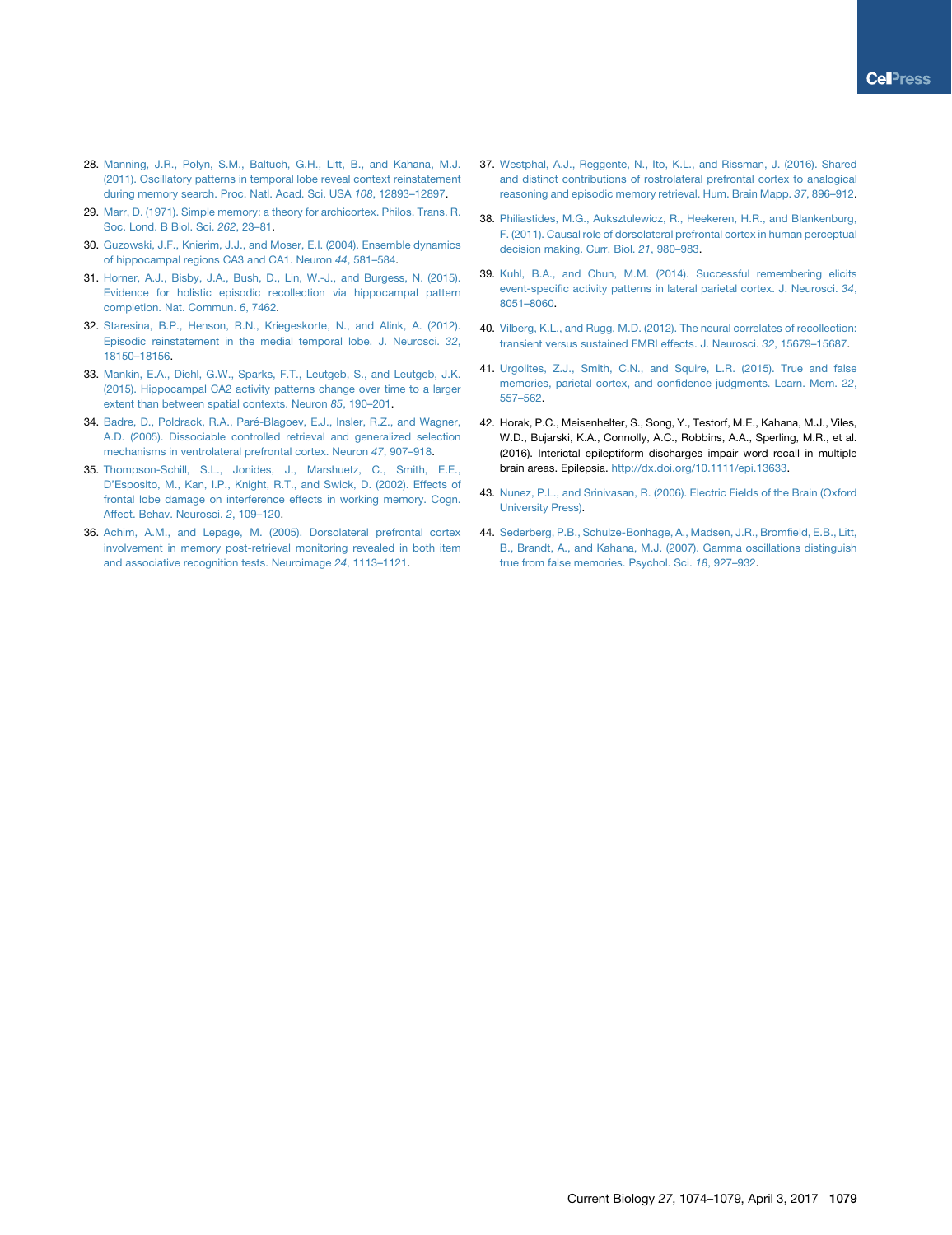28. Manning, J.R., Polyn, S.M., Baltuch, G.H., Litt, B., and Kahana, M.J. (2011). Oscillatory patterns in temporal lobe reveal context reinstatement during memory search. Proc. Natl. Acad. Sci. USA *108*, 12893–12897.
29. Marr, D. (1971). Simple memory: a theory for archicortex. Philos. Trans. R. Soc. Lond. B Biol. Sci. *262*, 23–81.
30. Guzowski, J.F., Knierim, J.J., and Moser, E.I. (2004). Ensemble dynamics of hippocampal regions CA3 and CA1. Neuron *44*, 581–584.
31. Horner, A.J., Bisby, J.A., Bush, D., Lin, W.-J., and Burgess, N. (2015). Evidence for holistic episodic recollection via hippocampal pattern completion. Nat. Commun. *6*, 7462.
32. Staresina, B.P., Henson, R.N., Kriegeskorte, N., and Alink, A. (2012). Episodic reinstatement in the medial temporal lobe. J. Neurosci. *32*, 18150–18156.
33. Mankin, E.A., Diehl, G.W., Sparks, F.T., Leutgeb, S., and Leutgeb, J.K. (2015). Hippocampal CA2 activity patterns change over time to a larger extent than between spatial contexts. Neuron *85*, 190–201.
34. Badre, D., Poldrack, R.A., Paré-Blagoev, E.J., Insler, R.Z., and Wagner, A.D. (2005). Dissociable controlled retrieval and generalized selection mechanisms in ventrolateral prefrontal cortex. Neuron *47*, 907–918.
35. Thompson-Schill, S.L., Jonides, J., Marshuetz, C., Smith, E.E., D'Esposito, M., Kan, I.P., Knight, R.T., and Swick, D. (2002). Effects of frontal lobe damage on interference effects in working memory. Cogn. Affect. Behav. Neurosci. *2*, 109–120.
36. Achim, A.M., and Lepage, M. (2005). Dorsolateral prefrontal cortex involvement in memory post-retrieval monitoring revealed in both item and associative recognition tests. Neuroimage *24*, 1113–1121.
37. Westphal, A.J., Reggente, N., Ito, K.L., and Rissman, J. (2016). Shared and distinct contributions of rostrolateral prefrontal cortex to analogical reasoning and episodic memory retrieval. Hum. Brain Mapp. *37*, 896–912.
38. Philiastides, M.G., Auksztulewicz, R., Heekeren, H.R., and Blankenburg, F. (2011). Causal role of dorsolateral prefrontal cortex in human perceptual decision making. Curr. Biol. *21*, 980–983.
39. Kuhl, B.A., and Chun, M.M. (2014). Successful remembering elicits event-specific activity patterns in lateral parietal cortex. J. Neurosci. *34*, 8051–8060.
40. Vilberg, K.L., and Rugg, M.D. (2012). The neural correlates of recollection: transient versus sustained FMRI effects. J. Neurosci. *32*, 15679–15687.
41. Urgolites, Z.J., Smith, C.N., and Squire, L.R. (2015). True and false memories, parietal cortex, and confidence judgments. Learn. Mem. *22*, 557–562.
42. Horak, P.C., Meisenhelter, S., Song, Y., Testorf, M.E., Kahana, M.J., Viles, W.D., Bujarski, K.A., Connolly, A.C., Robbins, A.A., Sperling, M.R., et al. (2016). Interictal epileptiform discharges impair word recall in multiple brain areas. Epilepsia. http://dx.doi.org/10.1111/epi.13633.
43. Nunez, P.L., and Srinivasan, R. (2006). Electric Fields of the Brain (Oxford University Press).
44. Sederberg, P.B., Schulze-Bonhage, A., Madsen, J.R., Bromfield, E.B., Litt, B., Brandt, A., and Kahana, M.J. (2007). Gamma oscillations distinguish true from false memories. Psychol. Sci. *18*, 927–932.